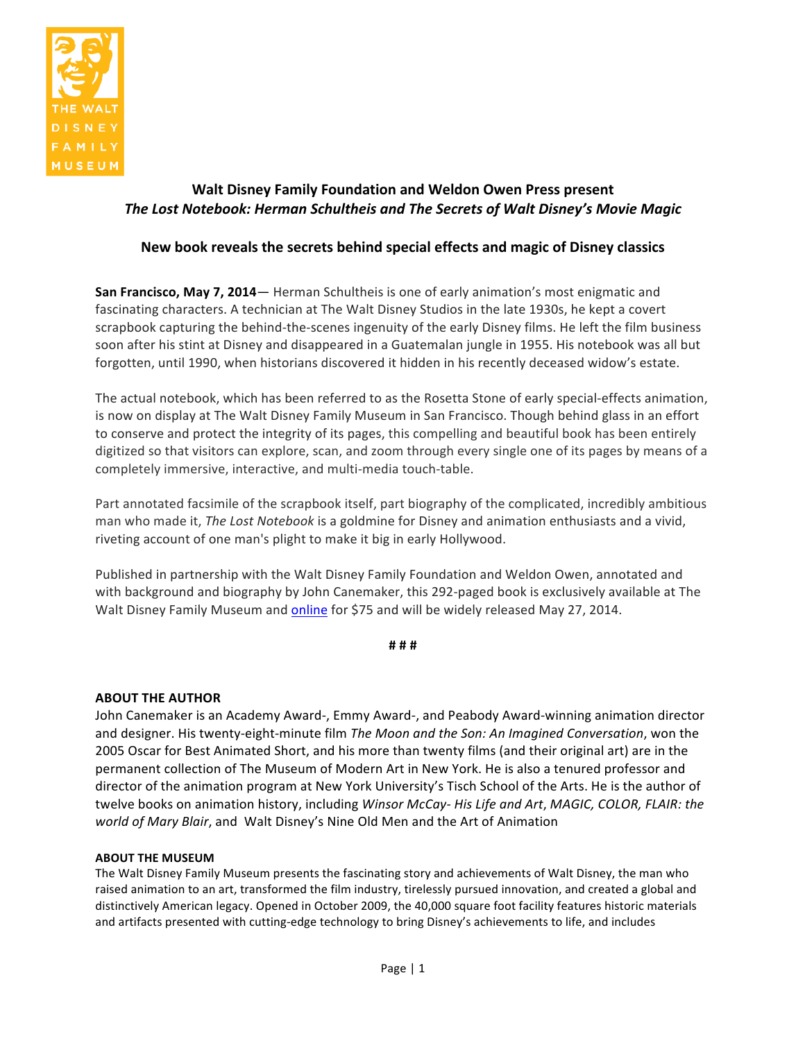THE WALT DISNEY FAMILY MUSEUM

## Walt Disney Family Foundation and Weldon Owen Press present *The Lost Notebook: Herman Schultheis and The Secrets of Walt Disney's Movie Magic*

### New book reveals the secrets behind special effects and magic of Disney classics

**San Francisco, May 7, 2014**— Herman Schultheis is one of early animation's most enigmatic and fascinating characters. A technician at The Walt Disney Studios in the late 1930s, he kept a covert scrapbook capturing the behind-the-scenes ingenuity of the early Disney films. He left the film business soon after his stint at Disney and disappeared in a Guatemalan jungle in 1955. His notebook was all but forgotten, until 1990, when historians discovered it hidden in his recently deceased widow's estate.

The actual notebook, which has been referred to as the Rosetta Stone of early special-effects animation, is now on display at The Walt Disney Family Museum in San Francisco. Though behind glass in an effort to conserve and protect the integrity of its pages, this compelling and beautiful book has been entirely digitized so that visitors can explore, scan, and zoom through every single one of its pages by means of a completely immersive, interactive, and multi-media touch-table.

Part annotated facsimile of the scrapbook itself, part biography of the complicated, incredibly ambitious man who made it, *The Lost Notebook* is a goldmine for Disney and animation enthusiasts and a vivid, riveting account of one man's plight to make it big in early Hollywood.

Published in partnership with the Walt Disney Family Foundation and Weldon Owen, annotated and with background and biography by John Canemaker, this 292-paged book is exclusively available at The Walt Disney Family Museum and online for $75 and will be widely released May 27, 2014.

# # #

**ABOUT THE AUTHOR**

John Canemaker is an Academy Award-, Emmy Award-, and Peabody Award-winning animation director and designer. His twenty-eight-minute film *The Moon and the Son: An Imagined Conversation*, won the 2005 Oscar for Best Animated Short, and his more than twenty films (and their original art) are in the permanent collection of The Museum of Modern Art in New York. He is also a tenured professor and director of the animation program at New York University's Tisch School of the Arts. He is the author of twelve books on animation history, including *Winsor McCay- His Life and Art*, *MAGIC, COLOR, FLAIR: the world of Mary Blair*, and Walt Disney's Nine Old Men and the Art of Animation

**ABOUT THE MUSEUM**

The Walt Disney Family Museum presents the fascinating story and achievements of Walt Disney, the man who raised animation to an art, transformed the film industry, tirelessly pursued innovation, and created a global and distinctively American legacy. Opened in October 2009, the 40,000 square foot facility features historic materials and artifacts presented with cutting-edge technology to bring Disney's achievements to life, and includes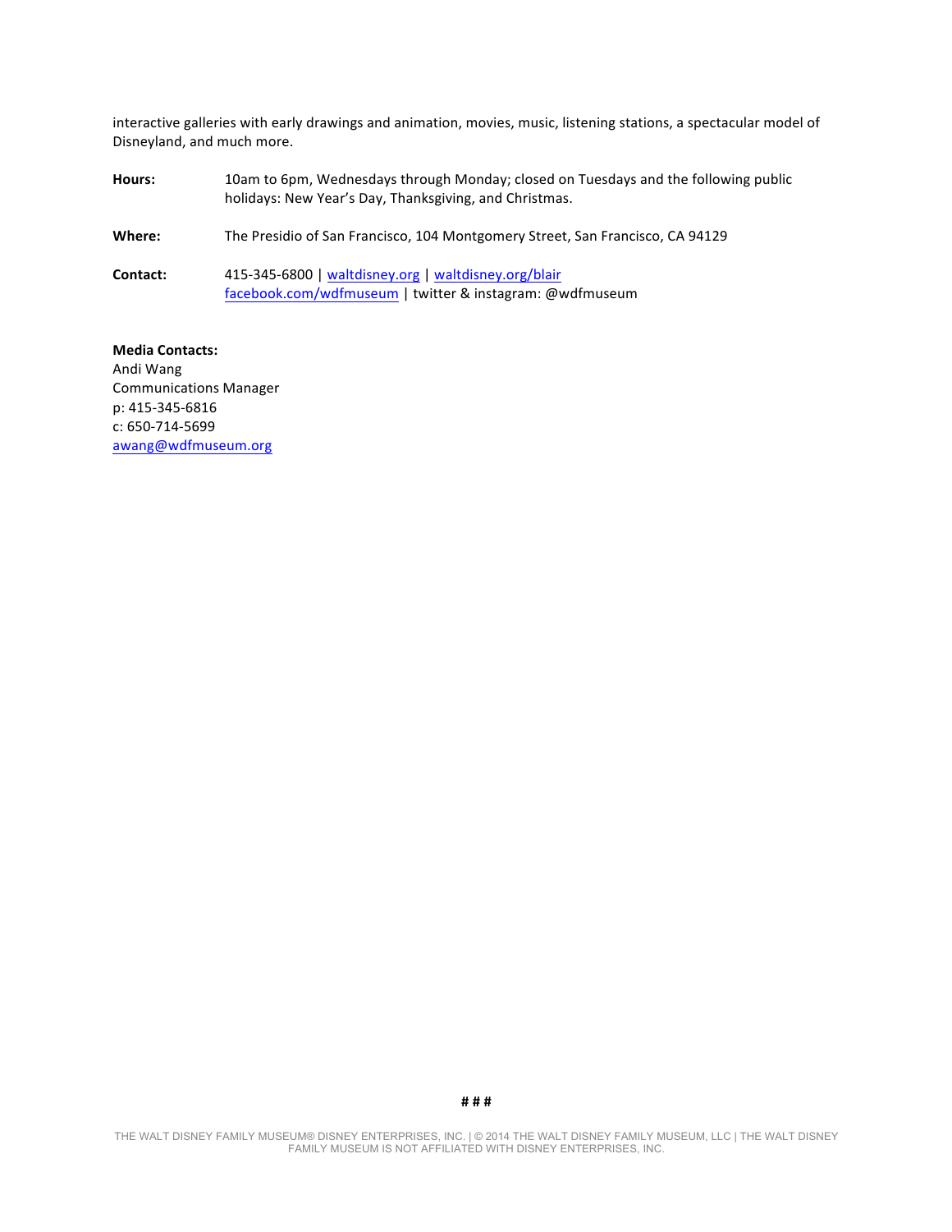interactive galleries with early drawings and animation, movies, music, listening stations, a spectacular model of Disneyland, and much more.

**Hours:** 10am to 6pm, Wednesdays through Monday; closed on Tuesdays and the following public holidays: New Year's Day, Thanksgiving, and Christmas.

**Where:** The Presidio of San Francisco, 104 Montgomery Street, San Francisco, CA 94129

**Contact:** 415-345-6800 | waltdisney.org | waltdisney.org/blair
facebook.com/wdfmuseum | twitter & instagram: @wdfmuseum

**Media Contacts:**
Andi Wang
Communications Manager
p: 415-345-6816
c: 650-714-5699
awang@wdfmuseum.org

# # #

THE WALT DISNEY FAMILY MUSEUM® DISNEY ENTERPRISES, INC. | © 2014 THE WALT DISNEY FAMILY MUSEUM, LLC | THE WALT DISNEY FAMILY MUSEUM IS NOT AFFILIATED WITH DISNEY ENTERPRISES, INC.